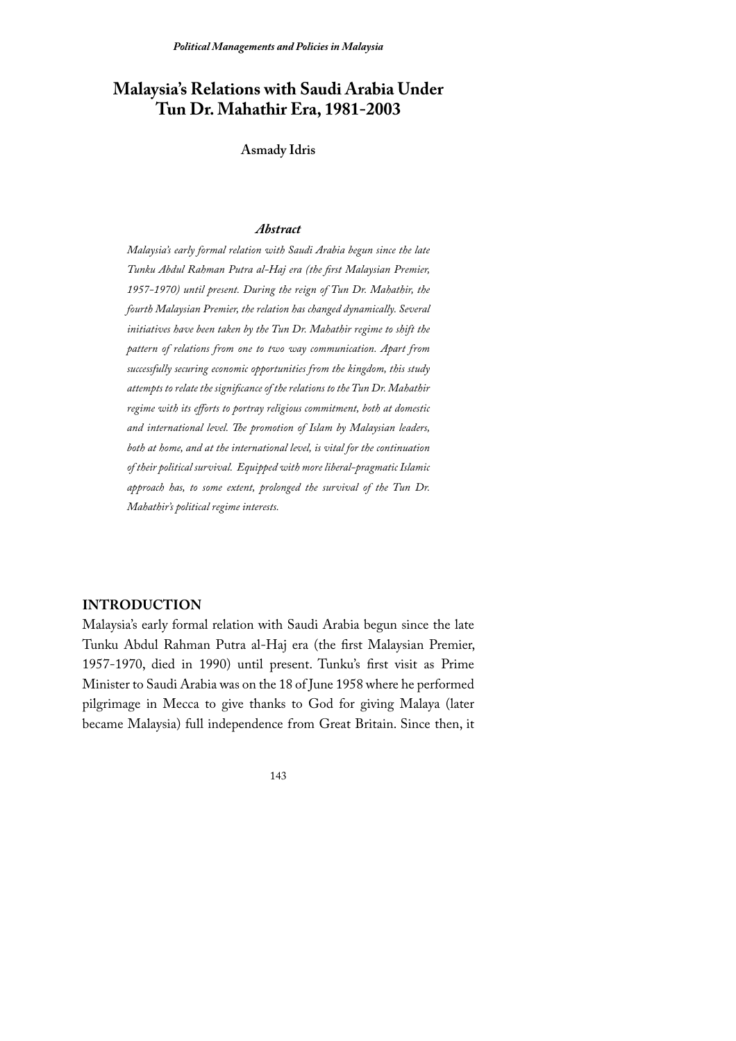# Malaysia's Relations with Saudi Arabia Under Tun Dr. Mahathir Era, 1981-2003

**Asmady Idris**

### *Abstract*

*Malaysia's early formal relation with Saudi Arabia begun since the late Tunku Abdul Rahman Putra al-Haj era (the first Malaysian Premier, 1957-1970) until present. During the reign of Tun Dr. Mahathir, the fourth Malaysian Premier, the relation has changed dynamically. Several initiatives have been taken by the Tun Dr. Mahathir regime to shift the pattern of relations from one to two way communication. Apart from successfully securing economic opportunities from the kingdom, this study attempts to relate the significance of the relations to the Tun Dr. Mahathir regime with its efforts to portray religious commitment, both at domestic and international level. The promotion of Islam by Malaysian leaders, both at home, and at the international level, is vital for the continuation of their political survival. Equipped with more liberal-pragmatic Islamic approach has, to some extent, prolonged the survival of the Tun Dr. Mahathir's political regime interests.*

## INTRODUCTION

Malaysia's early formal relation with Saudi Arabia begun since the late Tunku Abdul Rahman Putra al-Haj era (the first Malaysian Premier, 1957-1970, died in 1990) until present. Tunku's first visit as Prime Minister to Saudi Arabia was on the 18 of June 1958 where he performed pilgrimage in Mecca to give thanks to God for giving Malaya (later became Malaysia) full independence from Great Britain. Since then, it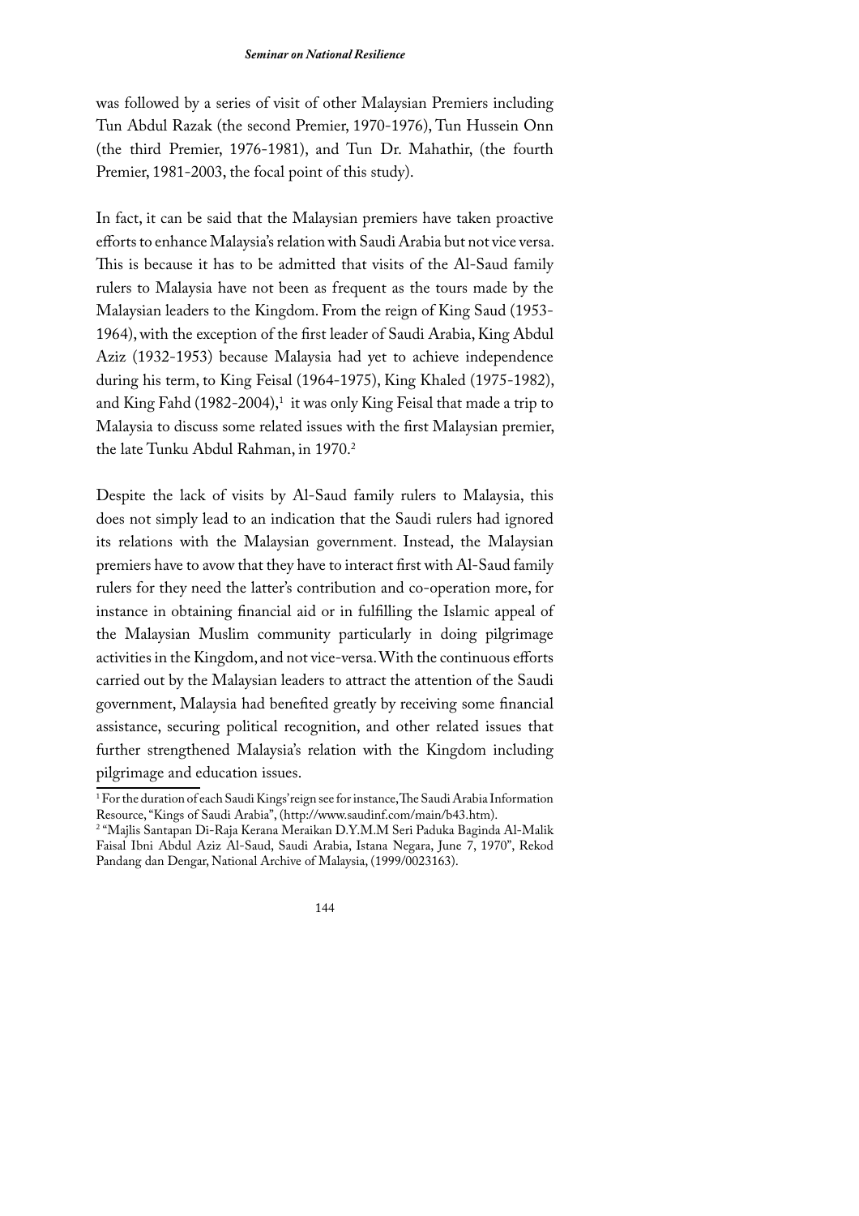was followed by a series of visit of other Malaysian Premiers including Tun Abdul Razak (the second Premier, 1970-1976), Tun Hussein Onn (the third Premier, 1976-1981), and Tun Dr. Mahathir, (the fourth Premier, 1981-2003, the focal point of this study).

In fact, it can be said that the Malaysian premiers have taken proactive efforts to enhance Malaysia's relation with Saudi Arabia but not vice versa. This is because it has to be admitted that visits of the Al-Saud family rulers to Malaysia have not been as frequent as the tours made by the Malaysian leaders to the Kingdom. From the reign of King Saud (1953-1964), with the exception of the first leader of Saudi Arabia, King Abdul Aziz (1932-1953) because Malaysia had yet to achieve independence during his term, to King Feisal (1964-1975), King Khaled (1975-1982), and King Fahd (1982-2004),[1] it was only King Feisal that made a trip to Malaysia to discuss some related issues with the first Malaysian premier, the late Tunku Abdul Rahman, in 1970.[2]

Despite the lack of visits by Al-Saud family rulers to Malaysia, this does not simply lead to an indication that the Saudi rulers had ignored its relations with the Malaysian government. Instead, the Malaysian premiers have to avow that they have to interact first with Al-Saud family rulers for they need the latter's contribution and co-operation more, for instance in obtaining financial aid or in fulfilling the Islamic appeal of the Malaysian Muslim community particularly in doing pilgrimage activities in the Kingdom, and not vice-versa. With the continuous efforts carried out by the Malaysian leaders to attract the attention of the Saudi government, Malaysia had benefited greatly by receiving some financial assistance, securing political recognition, and other related issues that further strengthened Malaysia's relation with the Kingdom including pilgrimage and education issues.

---

[1] For the duration of each Saudi Kings' reign see for instance, The Saudi Arabia Information Resource, "Kings of Saudi Arabia", (http://www.saudinf.com/main/b43.htm).

[2] "Majlis Santapan Di-Raja Kerana Meraikan D.Y.M.M Seri Paduka Baginda Al-Malik Faisal Ibni Abdul Aziz Al-Saud, Saudi Arabia, Istana Negara, June 7, 1970", Rekod Pandang dan Dengar, National Archive of Malaysia, (1999/0023163).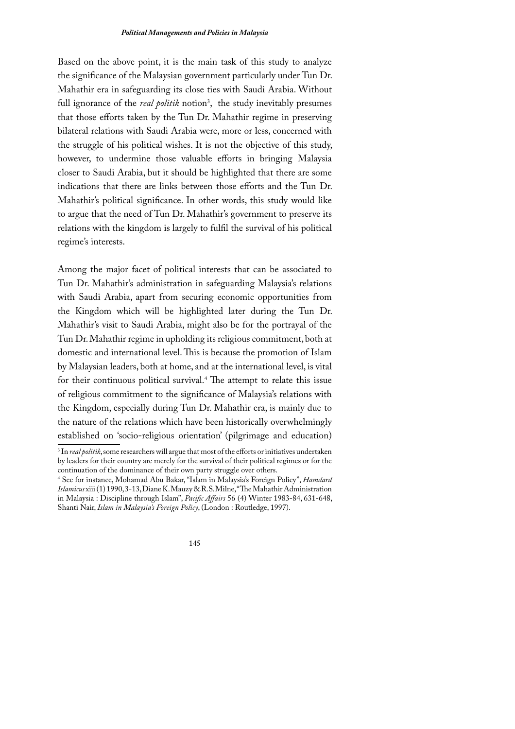Based on the above point, it is the main task of this study to analyze the significance of the Malaysian government particularly under Tun Dr. Mahathir era in safeguarding its close ties with Saudi Arabia. Without full ignorance of the *real politik* notion[3], the study inevitably presumes that those efforts taken by the Tun Dr. Mahathir regime in preserving bilateral relations with Saudi Arabia were, more or less, concerned with the struggle of his political wishes. It is not the objective of this study, however, to undermine those valuable efforts in bringing Malaysia closer to Saudi Arabia, but it should be highlighted that there are some indications that there are links between those efforts and the Tun Dr. Mahathir's political significance. In other words, this study would like to argue that the need of Tun Dr. Mahathir's government to preserve its relations with the kingdom is largely to fulfil the survival of his political regime's interests.

Among the major facet of political interests that can be associated to Tun Dr. Mahathir's administration in safeguarding Malaysia's relations with Saudi Arabia, apart from securing economic opportunities from the Kingdom which will be highlighted later during the Tun Dr. Mahathir's visit to Saudi Arabia, might also be for the portrayal of the Tun Dr. Mahathir regime in upholding its religious commitment, both at domestic and international level. This is because the promotion of Islam by Malaysian leaders, both at home, and at the international level, is vital for their continuous political survival.[4] The attempt to relate this issue of religious commitment to the significance of Malaysia's relations with the Kingdom, especially during Tun Dr. Mahathir era, is mainly due to the nature of the relations which have been historically overwhelmingly established on 'socio-religious orientation' (pilgrimage and education)

---

[3] In *real politik*, some researchers will argue that most of the efforts or initiatives undertaken by leaders for their country are merely for the survival of their political regimes or for the continuation of the dominance of their own party struggle over others.

[4] See for instance, Mohamad Abu Bakar, "Islam in Malaysia's Foreign Policy", *Hamdard Islamicus* xiii (1) 1990, 3-13, Diane K. Mauzy & R.S. Milne, "The Mahathir Administration in Malaysia : Discipline through Islam", *Pacific Affairs* 56 (4) Winter 1983-84, 631-648, Shanti Nair, *Islam in Malaysia's Foreign Policy*, (London : Routledge, 1997).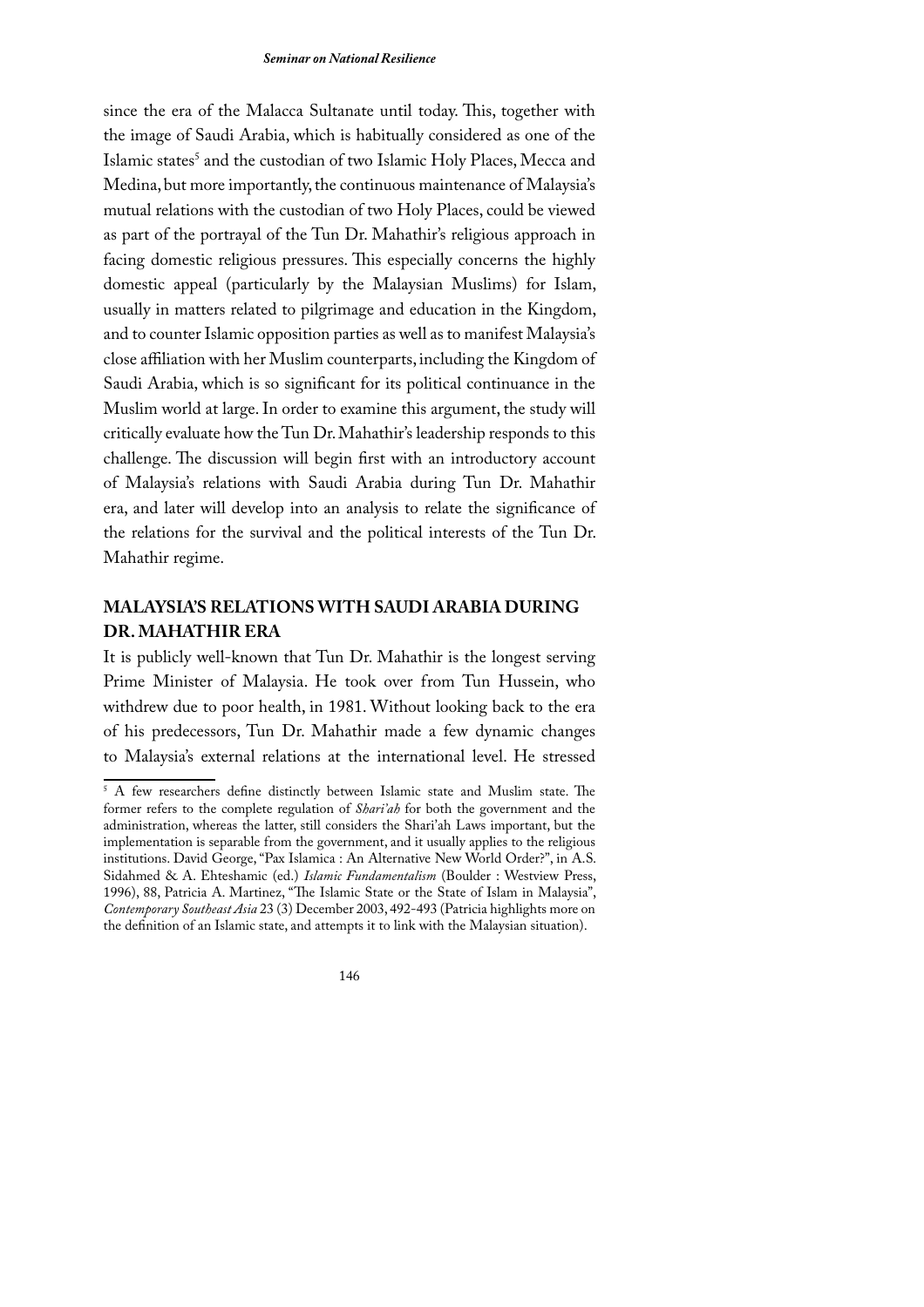since the era of the Malacca Sultanate until today. This, together with the image of Saudi Arabia, which is habitually considered as one of the Islamic states[5] and the custodian of two Islamic Holy Places, Mecca and Medina, but more importantly, the continuous maintenance of Malaysia's mutual relations with the custodian of two Holy Places, could be viewed as part of the portrayal of the Tun Dr. Mahathir's religious approach in facing domestic religious pressures. This especially concerns the highly domestic appeal (particularly by the Malaysian Muslims) for Islam, usually in matters related to pilgrimage and education in the Kingdom, and to counter Islamic opposition parties as well as to manifest Malaysia's close affiliation with her Muslim counterparts, including the Kingdom of Saudi Arabia, which is so significant for its political continuance in the Muslim world at large. In order to examine this argument, the study will critically evaluate how the Tun Dr. Mahathir's leadership responds to this challenge. The discussion will begin first with an introductory account of Malaysia's relations with Saudi Arabia during Tun Dr. Mahathir era, and later will develop into an analysis to relate the significance of the relations for the survival and the political interests of the Tun Dr. Mahathir regime.

## MALAYSIA'S RELATIONS WITH SAUDI ARABIA DURING DR. MAHATHIR ERA

It is publicly well-known that Tun Dr. Mahathir is the longest serving Prime Minister of Malaysia. He took over from Tun Hussein, who withdrew due to poor health, in 1981. Without looking back to the era of his predecessors, Tun Dr. Mahathir made a few dynamic changes to Malaysia's external relations at the international level. He stressed

---

[5] A few researchers define distinctly between Islamic state and Muslim state. The former refers to the complete regulation of *Shari'ah* for both the government and the administration, whereas the latter, still considers the Shari'ah Laws important, but the implementation is separable from the government, and it usually applies to the religious institutions. David George, "Pax Islamica : An Alternative New World Order?", in A.S. Sidahmed & A. Ehteshamic (ed.) *Islamic Fundamentalism* (Boulder : Westview Press, 1996), 88, Patricia A. Martinez, "The Islamic State or the State of Islam in Malaysia", *Contemporary Southeast Asia* 23 (3) December 2003, 492-493 (Patricia highlights more on the definition of an Islamic state, and attempts it to link with the Malaysian situation).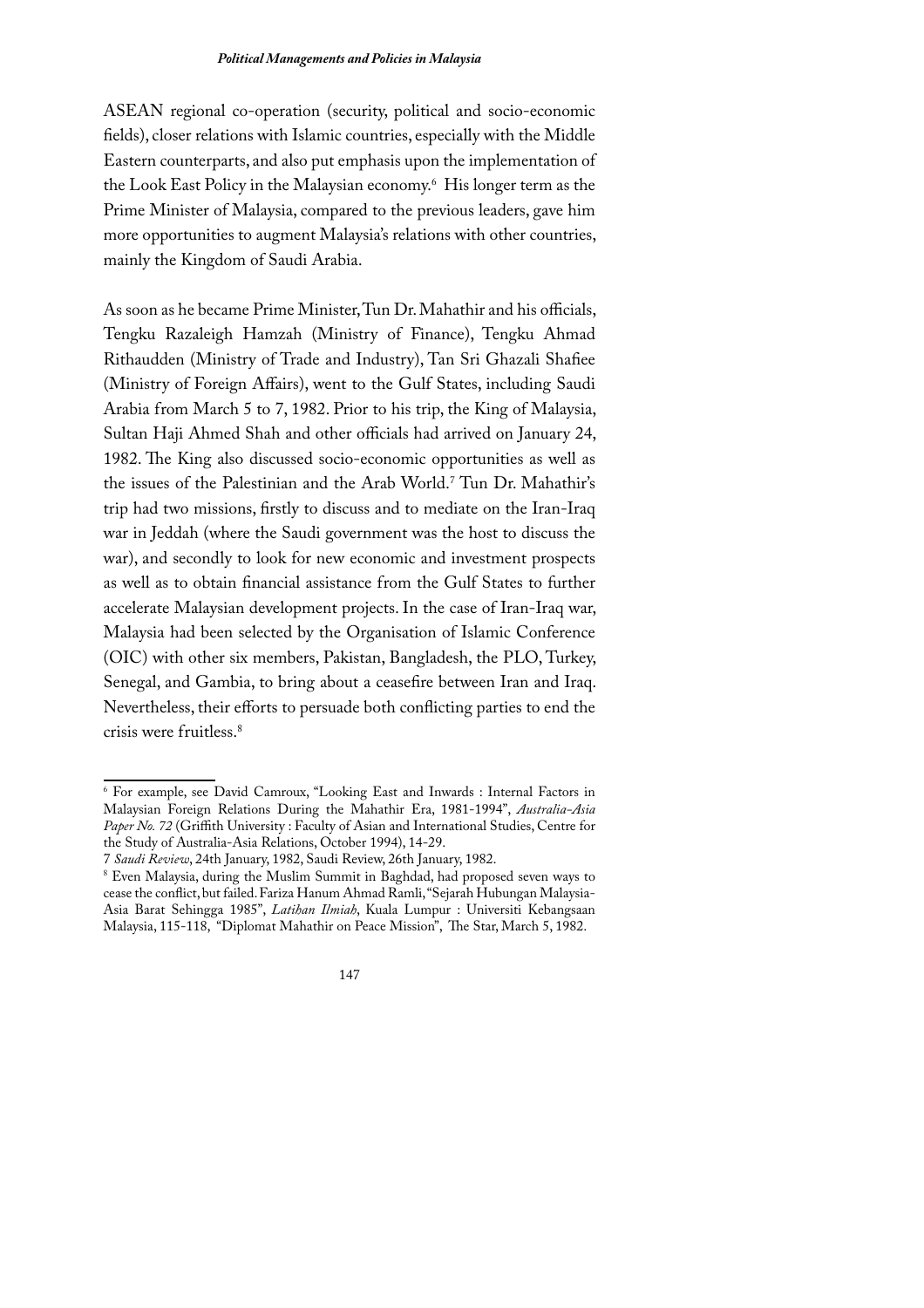ASEAN regional co-operation (security, political and socio-economic fields), closer relations with Islamic countries, especially with the Middle Eastern counterparts, and also put emphasis upon the implementation of the Look East Policy in the Malaysian economy.[6] His longer term as the Prime Minister of Malaysia, compared to the previous leaders, gave him more opportunities to augment Malaysia's relations with other countries, mainly the Kingdom of Saudi Arabia.

As soon as he became Prime Minister, Tun Dr. Mahathir and his officials, Tengku Razaleigh Hamzah (Ministry of Finance), Tengku Ahmad Rithaudden (Ministry of Trade and Industry), Tan Sri Ghazali Shafiee (Ministry of Foreign Affairs), went to the Gulf States, including Saudi Arabia from March 5 to 7, 1982. Prior to his trip, the King of Malaysia, Sultan Haji Ahmed Shah and other officials had arrived on January 24, 1982. The King also discussed socio-economic opportunities as well as the issues of the Palestinian and the Arab World.[7] Tun Dr. Mahathir's trip had two missions, firstly to discuss and to mediate on the Iran-Iraq war in Jeddah (where the Saudi government was the host to discuss the war), and secondly to look for new economic and investment prospects as well as to obtain financial assistance from the Gulf States to further accelerate Malaysian development projects. In the case of Iran-Iraq war, Malaysia had been selected by the Organisation of Islamic Conference (OIC) with other six members, Pakistan, Bangladesh, the PLO, Turkey, Senegal, and Gambia, to bring about a ceasefire between Iran and Iraq. Nevertheless, their efforts to persuade both conflicting parties to end the crisis were fruitless.[8]

---

[6] For example, see David Camroux, "Looking East and Inwards : Internal Factors in Malaysian Foreign Relations During the Mahathir Era, 1981-1994", *Australia-Asia Paper No. 72* (Griffith University : Faculty of Asian and International Studies, Centre for the Study of Australia-Asia Relations, October 1994), 14-29.

[7] *Saudi Review*, 24th January, 1982, Saudi Review, 26th January, 1982.

[8] Even Malaysia, during the Muslim Summit in Baghdad, had proposed seven ways to cease the conflict, but failed. Fariza Hanum Ahmad Ramli, "Sejarah Hubungan Malaysia-Asia Barat Sehingga 1985", *Latihan Ilmiah*, Kuala Lumpur : Universiti Kebangsaan Malaysia, 115-118, "Diplomat Mahathir on Peace Mission", The Star, March 5, 1982.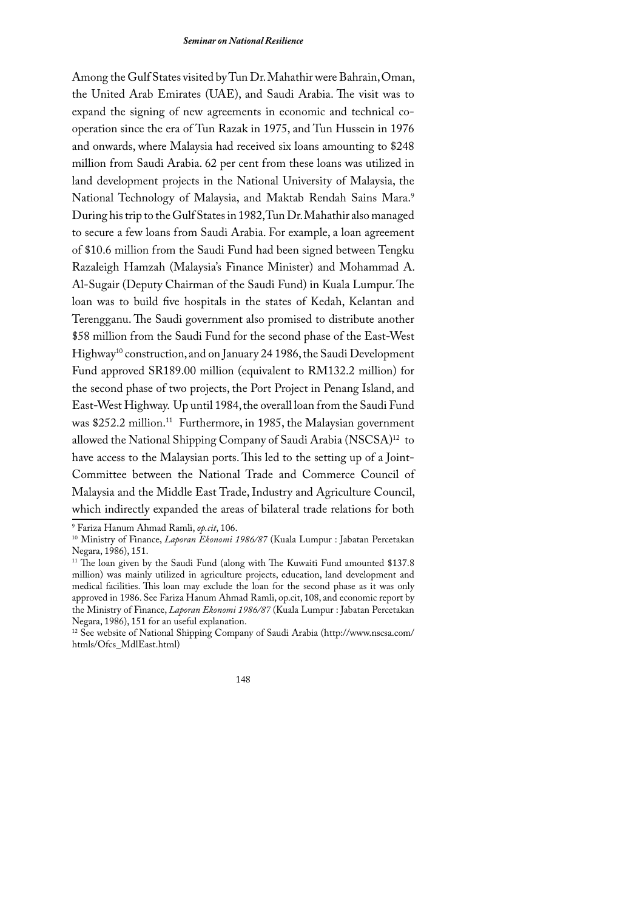Among the Gulf States visited by Tun Dr. Mahathir were Bahrain, Oman, the United Arab Emirates (UAE), and Saudi Arabia. The visit was to expand the signing of new agreements in economic and technical co-operation since the era of Tun Razak in 1975, and Tun Hussein in 1976 and onwards, where Malaysia had received six loans amounting to $248 million from Saudi Arabia. 62 per cent from these loans was utilized in land development projects in the National University of Malaysia, the National Technology of Malaysia, and Maktab Rendah Sains Mara.[9] During his trip to the Gulf States in 1982, Tun Dr. Mahathir also managed to secure a few loans from Saudi Arabia. For example, a loan agreement of $10.6 million from the Saudi Fund had been signed between Tengku Razaleigh Hamzah (Malaysia's Finance Minister) and Mohammad A. Al-Sugair (Deputy Chairman of the Saudi Fund) in Kuala Lumpur. The loan was to build five hospitals in the states of Kedah, Kelantan and Terengganu. The Saudi government also promised to distribute another $58 million from the Saudi Fund for the second phase of the East-West Highway[10] construction, and on January 24 1986, the Saudi Development Fund approved SR189.00 million (equivalent to RM132.2 million) for the second phase of two projects, the Port Project in Penang Island, and East-West Highway. Up until 1984, the overall loan from the Saudi Fund was $252.2 million.[11] Furthermore, in 1985, the Malaysian government allowed the National Shipping Company of Saudi Arabia (NSCSA)[12] to have access to the Malaysian ports. This led to the setting up of a Joint-Committee between the National Trade and Commerce Council of Malaysia and the Middle East Trade, Industry and Agriculture Council, which indirectly expanded the areas of bilateral trade relations for both

---

[9] Fariza Hanum Ahmad Ramli, *op.cit*, 106.

[10] Ministry of Finance, *Laporan Ekonomi 1986/87* (Kuala Lumpur : Jabatan Percetakan Negara, 1986), 151.

[11] The loan given by the Saudi Fund (along with The Kuwaiti Fund amounted $137.8 million) was mainly utilized in agriculture projects, education, land development and medical facilities. This loan may exclude the loan for the second phase as it was only approved in 1986. See Fariza Hanum Ahmad Ramli, op.cit, 108, and economic report by the Ministry of Finance, *Laporan Ekonomi 1986/87* (Kuala Lumpur : Jabatan Percetakan Negara, 1986), 151 for an useful explanation.

[12] See website of National Shipping Company of Saudi Arabia (http://www.nscsa.com/htmls/Ofcs_MdlEast.html)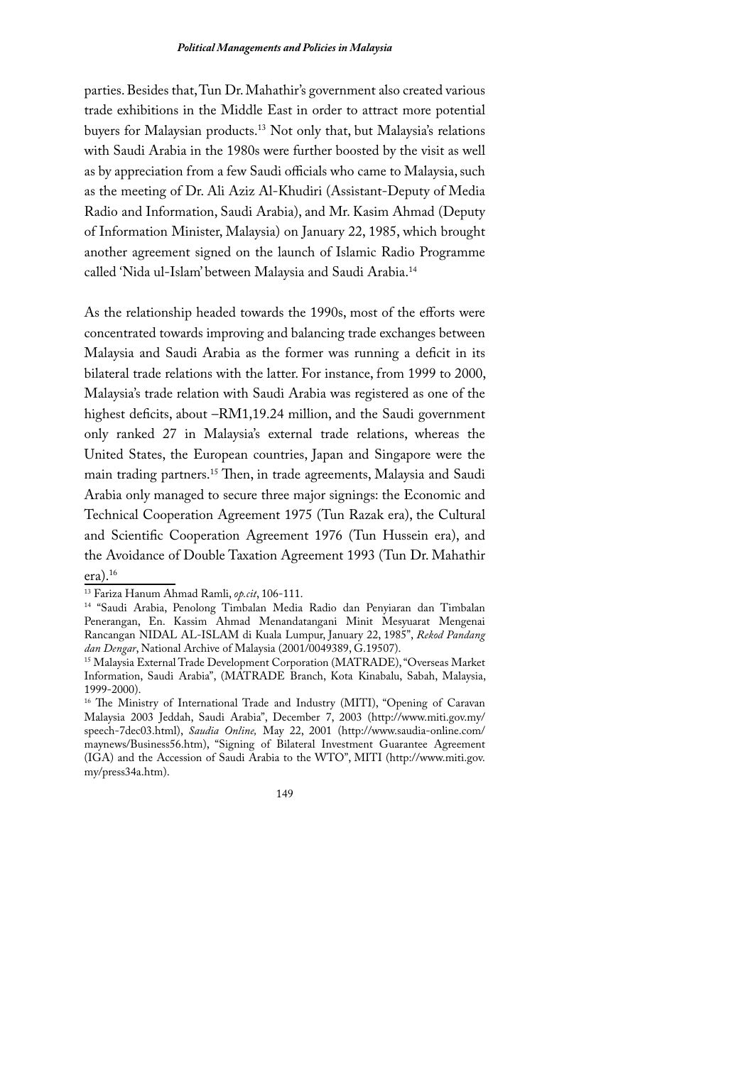parties. Besides that, Tun Dr. Mahathir's government also created various trade exhibitions in the Middle East in order to attract more potential buyers for Malaysian products.[13] Not only that, but Malaysia's relations with Saudi Arabia in the 1980s were further boosted by the visit as well as by appreciation from a few Saudi officials who came to Malaysia, such as the meeting of Dr. Ali Aziz Al-Khudiri (Assistant-Deputy of Media Radio and Information, Saudi Arabia), and Mr. Kasim Ahmad (Deputy of Information Minister, Malaysia) on January 22, 1985, which brought another agreement signed on the launch of Islamic Radio Programme called 'Nida ul-Islam' between Malaysia and Saudi Arabia.[14]

As the relationship headed towards the 1990s, most of the efforts were concentrated towards improving and balancing trade exchanges between Malaysia and Saudi Arabia as the former was running a deficit in its bilateral trade relations with the latter. For instance, from 1999 to 2000, Malaysia's trade relation with Saudi Arabia was registered as one of the highest deficits, about –RM1,19.24 million, and the Saudi government only ranked 27 in Malaysia's external trade relations, whereas the United States, the European countries, Japan and Singapore were the main trading partners.[15] Then, in trade agreements, Malaysia and Saudi Arabia only managed to secure three major signings: the Economic and Technical Cooperation Agreement 1975 (Tun Razak era), the Cultural and Scientific Cooperation Agreement 1976 (Tun Hussein era), and the Avoidance of Double Taxation Agreement 1993 (Tun Dr. Mahathir era).[16]

---

[13] Fariza Hanum Ahmad Ramli, *op.cit*, 106-111.

[14] "Saudi Arabia, Penolong Timbalan Media Radio dan Penyiaran dan Timbalan Penerangan, En. Kassim Ahmad Menandatangani Minit Mesyuarat Mengenai Rancangan NIDAL AL-ISLAM di Kuala Lumpur, January 22, 1985", *Rekod Pandang dan Dengar*, National Archive of Malaysia (2001/0049389, G.19507).

[15] Malaysia External Trade Development Corporation (MATRADE), "Overseas Market Information, Saudi Arabia", (MATRADE Branch, Kota Kinabalu, Sabah, Malaysia, 1999-2000).

[16] The Ministry of International Trade and Industry (MITI), "Opening of Caravan Malaysia 2003 Jeddah, Saudi Arabia", December 7, 2003 (http://www.miti.gov.my/speech-7dec03.html), *Saudia Online,* May 22, 2001 (http://www.saudia-online.com/maynews/Business56.htm), "Signing of Bilateral Investment Guarantee Agreement (IGA) and the Accession of Saudi Arabia to the WTO", MITI (http://www.miti.gov.my/press34a.htm).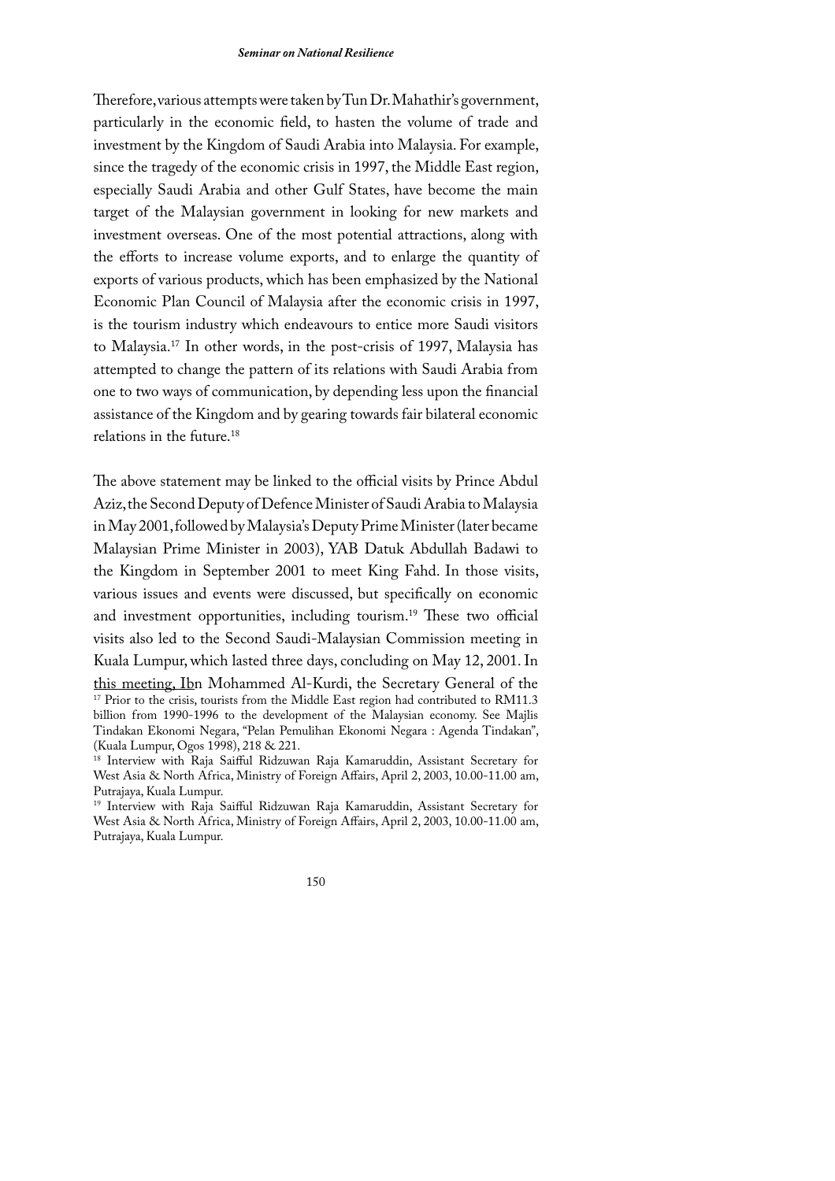Therefore, various attempts were taken by Tun Dr. Mahathir's government, particularly in the economic field, to hasten the volume of trade and investment by the Kingdom of Saudi Arabia into Malaysia. For example, since the tragedy of the economic crisis in 1997, the Middle East region, especially Saudi Arabia and other Gulf States, have become the main target of the Malaysian government in looking for new markets and investment overseas. One of the most potential attractions, along with the efforts to increase volume exports, and to enlarge the quantity of exports of various products, which has been emphasized by the National Economic Plan Council of Malaysia after the economic crisis in 1997, is the tourism industry which endeavours to entice more Saudi visitors to Malaysia.[17] In other words, in the post-crisis of 1997, Malaysia has attempted to change the pattern of its relations with Saudi Arabia from one to two ways of communication, by depending less upon the financial assistance of the Kingdom and by gearing towards fair bilateral economic relations in the future.[18]

The above statement may be linked to the official visits by Prince Abdul Aziz, the Second Deputy of Defence Minister of Saudi Arabia to Malaysia in May 2001, followed by Malaysia's Deputy Prime Minister (later became Malaysian Prime Minister in 2003), YAB Datuk Abdullah Badawi to the Kingdom in September 2001 to meet King Fahd. In those visits, various issues and events were discussed, but specifically on economic and investment opportunities, including tourism.[19] These two official visits also led to the Second Saudi-Malaysian Commission meeting in Kuala Lumpur, which lasted three days, concluding on May 12, 2001. In this meeting, Ibn Mohammed Al-Kurdi, the Secretary General of the

[17] Prior to the crisis, tourists from the Middle East region had contributed to RM11.3 billion from 1990-1996 to the development of the Malaysian economy. See Majlis Tindakan Ekonomi Negara, "Pelan Pemulihan Ekonomi Negara : Agenda Tindakan", (Kuala Lumpur, Ogos 1998), 218 & 221.

[18] Interview with Raja Saifful Ridzuwan Raja Kamaruddin, Assistant Secretary for West Asia & North Africa, Ministry of Foreign Affairs, April 2, 2003, 10.00-11.00 am, Putrajaya, Kuala Lumpur.

[19] Interview with Raja Saifful Ridzuwan Raja Kamaruddin, Assistant Secretary for West Asia & North Africa, Ministry of Foreign Affairs, April 2, 2003, 10.00-11.00 am, Putrajaya, Kuala Lumpur.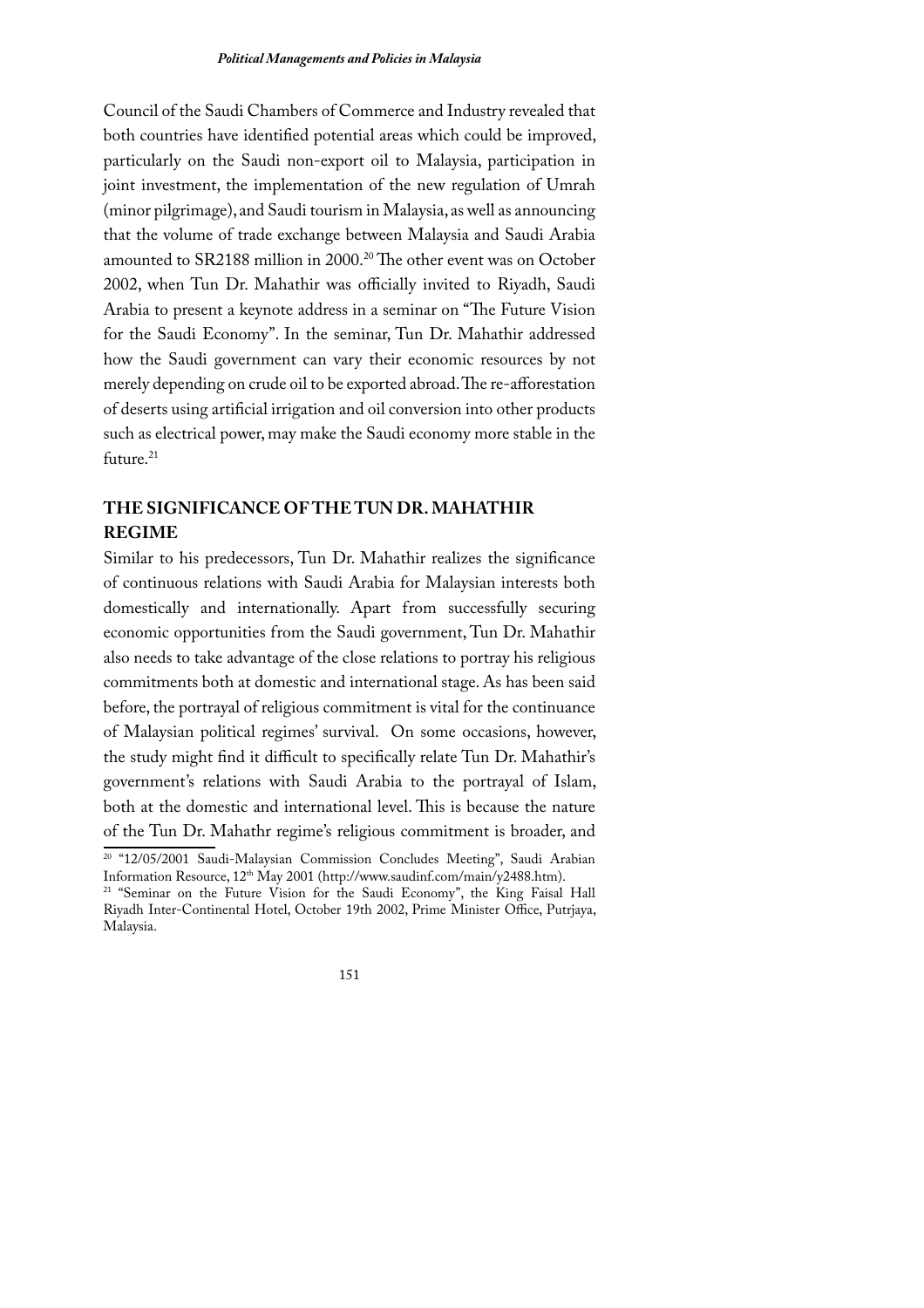Council of the Saudi Chambers of Commerce and Industry revealed that both countries have identified potential areas which could be improved, particularly on the Saudi non-export oil to Malaysia, participation in joint investment, the implementation of the new regulation of Umrah (minor pilgrimage), and Saudi tourism in Malaysia, as well as announcing that the volume of trade exchange between Malaysia and Saudi Arabia amounted to SR2188 million in 2000.[20] The other event was on October 2002, when Tun Dr. Mahathir was officially invited to Riyadh, Saudi Arabia to present a keynote address in a seminar on "The Future Vision for the Saudi Economy". In the seminar, Tun Dr. Mahathir addressed how the Saudi government can vary their economic resources by not merely depending on crude oil to be exported abroad. The re-afforestation of deserts using artificial irrigation and oil conversion into other products such as electrical power, may make the Saudi economy more stable in the future.[21]

## THE SIGNIFICANCE OF THE TUN DR. MAHATHIR REGIME

Similar to his predecessors, Tun Dr. Mahathir realizes the significance of continuous relations with Saudi Arabia for Malaysian interests both domestically and internationally. Apart from successfully securing economic opportunities from the Saudi government, Tun Dr. Mahathir also needs to take advantage of the close relations to portray his religious commitments both at domestic and international stage. As has been said before, the portrayal of religious commitment is vital for the continuance of Malaysian political regimes' survival. On some occasions, however, the study might find it difficult to specifically relate Tun Dr. Mahathir's government's relations with Saudi Arabia to the portrayal of Islam, both at the domestic and international level. This is because the nature of the Tun Dr. Mahathr regime's religious commitment is broader, and

---

[20] "12/05/2001 Saudi-Malaysian Commission Concludes Meeting", Saudi Arabian Information Resource, 12th May 2001 (http://www.saudinf.com/main/y2488.htm).

[21] "Seminar on the Future Vision for the Saudi Economy", the King Faisal Hall Riyadh Inter-Continental Hotel, October 19th 2002, Prime Minister Office, Putrjaya, Malaysia.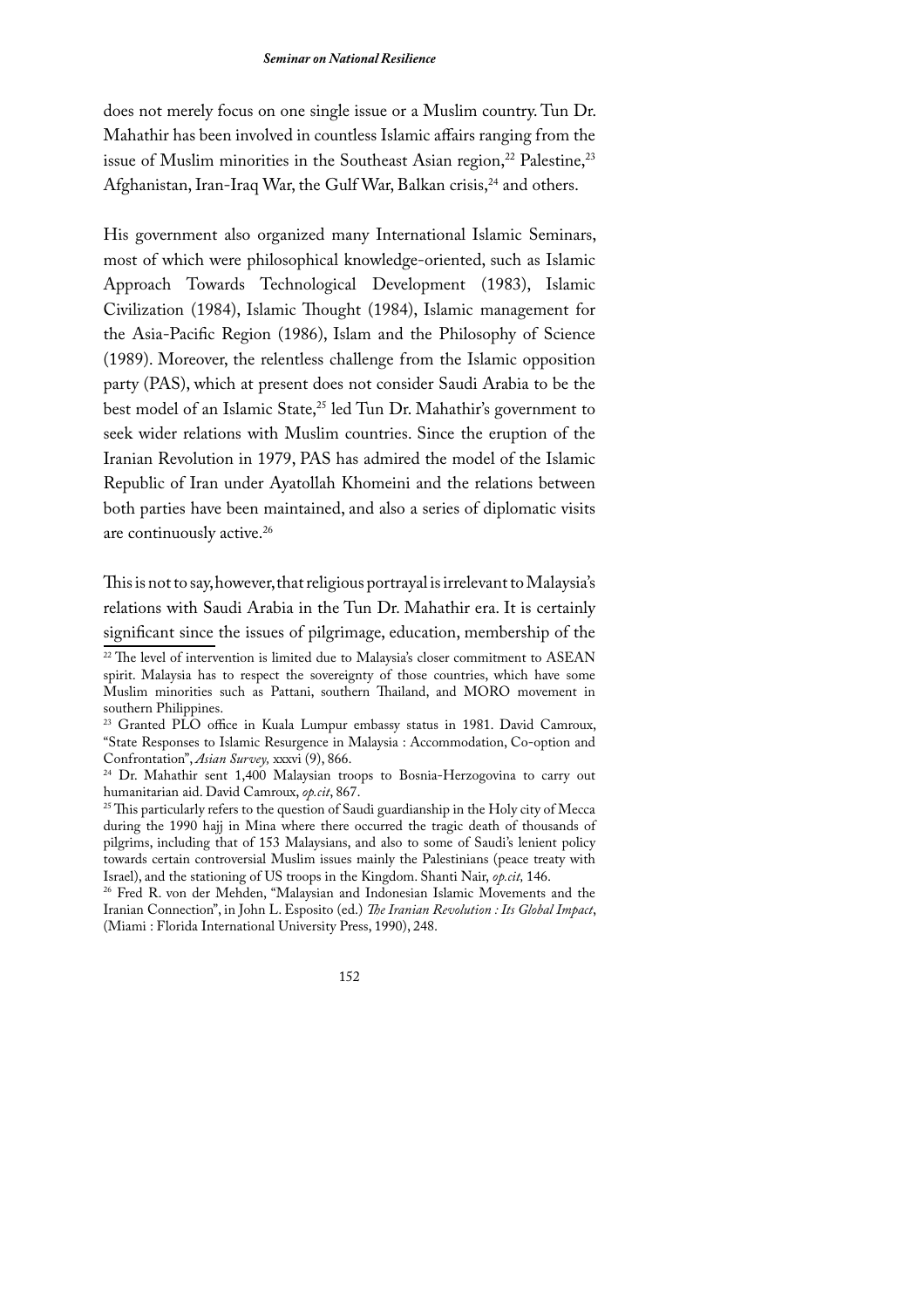does not merely focus on one single issue or a Muslim country. Tun Dr. Mahathir has been involved in countless Islamic affairs ranging from the issue of Muslim minorities in the Southeast Asian region,[22] Palestine,[23] Afghanistan, Iran-Iraq War, the Gulf War, Balkan crisis,[24] and others.

His government also organized many International Islamic Seminars, most of which were philosophical knowledge-oriented, such as Islamic Approach Towards Technological Development (1983), Islamic Civilization (1984), Islamic Thought (1984), Islamic management for the Asia-Pacific Region (1986), Islam and the Philosophy of Science (1989). Moreover, the relentless challenge from the Islamic opposition party (PAS), which at present does not consider Saudi Arabia to be the best model of an Islamic State,[25] led Tun Dr. Mahathir's government to seek wider relations with Muslim countries. Since the eruption of the Iranian Revolution in 1979, PAS has admired the model of the Islamic Republic of Iran under Ayatollah Khomeini and the relations between both parties have been maintained, and also a series of diplomatic visits are continuously active.[26]

This is not to say, however, that religious portrayal is irrelevant to Malaysia's relations with Saudi Arabia in the Tun Dr. Mahathir era. It is certainly significant since the issues of pilgrimage, education, membership of the

---

[22] The level of intervention is limited due to Malaysia's closer commitment to ASEAN spirit. Malaysia has to respect the sovereignty of those countries, which have some Muslim minorities such as Pattani, southern Thailand, and MORO movement in southern Philippines.

[23] Granted PLO office in Kuala Lumpur embassy status in 1981. David Camroux, "State Responses to Islamic Resurgence in Malaysia : Accommodation, Co-option and Confrontation", *Asian Survey,* xxxvi (9), 866.

[24] Dr. Mahathir sent 1,400 Malaysian troops to Bosnia-Herzogovina to carry out humanitarian aid. David Camroux, *op.cit*, 867.

[25] This particularly refers to the question of Saudi guardianship in the Holy city of Mecca during the 1990 hajj in Mina where there occurred the tragic death of thousands of pilgrims, including that of 153 Malaysians, and also to some of Saudi's lenient policy towards certain controversial Muslim issues mainly the Palestinians (peace treaty with Israel), and the stationing of US troops in the Kingdom. Shanti Nair, *op.cit,* 146.

[26] Fred R. von der Mehden, "Malaysian and Indonesian Islamic Movements and the Iranian Connection", in John L. Esposito (ed.) *The Iranian Revolution : Its Global Impact*, (Miami : Florida International University Press, 1990), 248.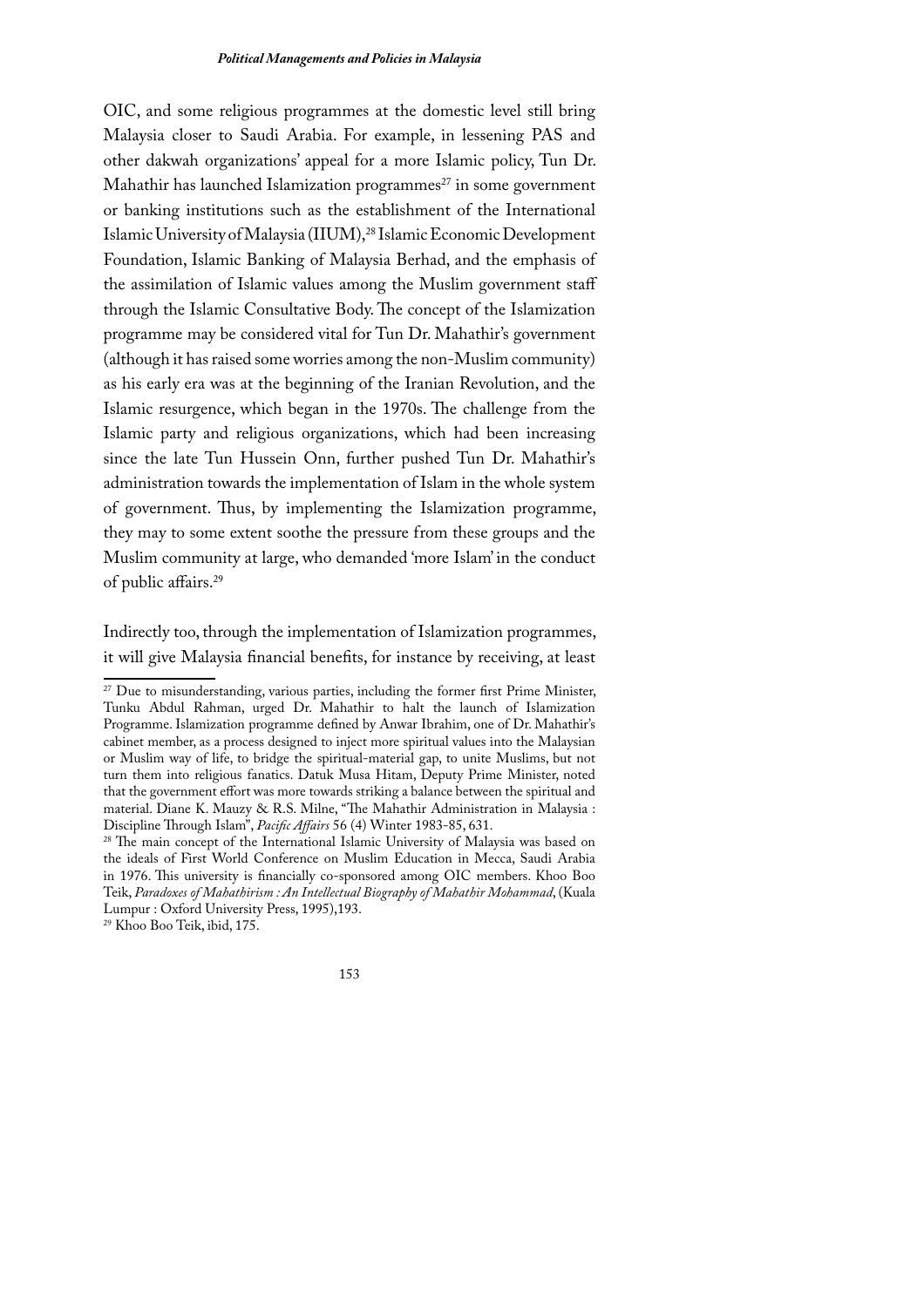OIC, and some religious programmes at the domestic level still bring Malaysia closer to Saudi Arabia. For example, in lessening PAS and other dakwah organizations' appeal for a more Islamic policy, Tun Dr. Mahathir has launched Islamization programmes[27] in some government or banking institutions such as the establishment of the International Islamic University of Malaysia (IIUM),[28] Islamic Economic Development Foundation, Islamic Banking of Malaysia Berhad, and the emphasis of the assimilation of Islamic values among the Muslim government staff through the Islamic Consultative Body. The concept of the Islamization programme may be considered vital for Tun Dr. Mahathir's government (although it has raised some worries among the non-Muslim community) as his early era was at the beginning of the Iranian Revolution, and the Islamic resurgence, which began in the 1970s. The challenge from the Islamic party and religious organizations, which had been increasing since the late Tun Hussein Onn, further pushed Tun Dr. Mahathir's administration towards the implementation of Islam in the whole system of government. Thus, by implementing the Islamization programme, they may to some extent soothe the pressure from these groups and the Muslim community at large, who demanded 'more Islam' in the conduct of public affairs.[29]

Indirectly too, through the implementation of Islamization programmes, it will give Malaysia financial benefits, for instance by receiving, at least

---

[27] Due to misunderstanding, various parties, including the former first Prime Minister, Tunku Abdul Rahman, urged Dr. Mahathir to halt the launch of Islamization Programme. Islamization programme defined by Anwar Ibrahim, one of Dr. Mahathir's cabinet member, as a process designed to inject more spiritual values into the Malaysian or Muslim way of life, to bridge the spiritual-material gap, to unite Muslims, but not turn them into religious fanatics. Datuk Musa Hitam, Deputy Prime Minister, noted that the government effort was more towards striking a balance between the spiritual and material. Diane K. Mauzy & R.S. Milne, "The Mahathir Administration in Malaysia : Discipline Through Islam", *Pacific Affairs* 56 (4) Winter 1983-85, 631.

[28] The main concept of the International Islamic University of Malaysia was based on the ideals of First World Conference on Muslim Education in Mecca, Saudi Arabia in 1976. This university is financially co-sponsored among OIC members. Khoo Boo Teik, *Paradoxes of Mahathirism : An Intellectual Biography of Mahathir Mohammad*, (Kuala Lumpur : Oxford University Press, 1995),193.

[29] Khoo Boo Teik, ibid, 175.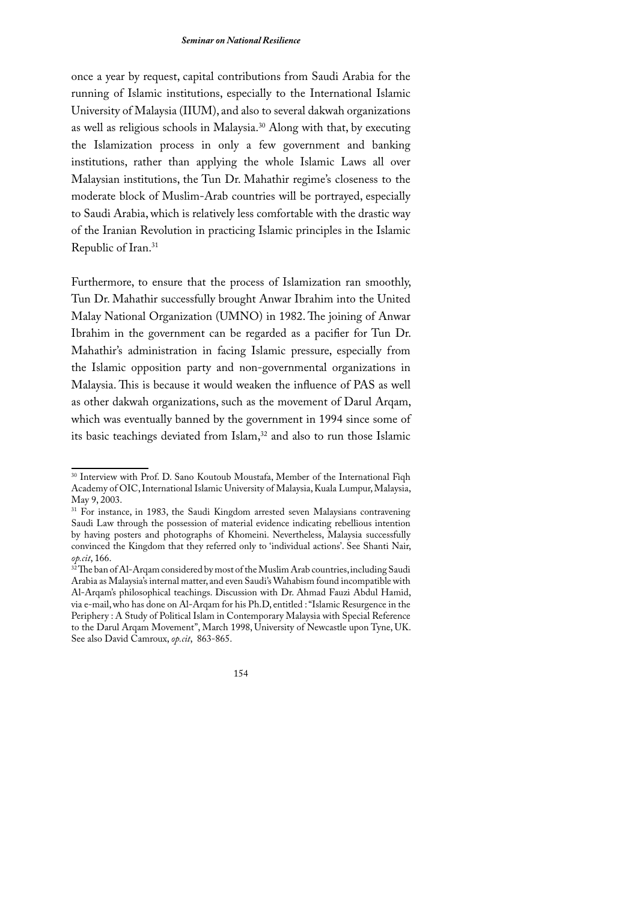once a year by request, capital contributions from Saudi Arabia for the running of Islamic institutions, especially to the International Islamic University of Malaysia (IIUM), and also to several dakwah organizations as well as religious schools in Malaysia.[30] Along with that, by executing the Islamization process in only a few government and banking institutions, rather than applying the whole Islamic Laws all over Malaysian institutions, the Tun Dr. Mahathir regime's closeness to the moderate block of Muslim-Arab countries will be portrayed, especially to Saudi Arabia, which is relatively less comfortable with the drastic way of the Iranian Revolution in practicing Islamic principles in the Islamic Republic of Iran.[31]

Furthermore, to ensure that the process of Islamization ran smoothly, Tun Dr. Mahathir successfully brought Anwar Ibrahim into the United Malay National Organization (UMNO) in 1982. The joining of Anwar Ibrahim in the government can be regarded as a pacifier for Tun Dr. Mahathir's administration in facing Islamic pressure, especially from the Islamic opposition party and non-governmental organizations in Malaysia. This is because it would weaken the influence of PAS as well as other dakwah organizations, such as the movement of Darul Arqam, which was eventually banned by the government in 1994 since some of its basic teachings deviated from Islam,[32] and also to run those Islamic

---

[30] Interview with Prof. D. Sano Koutoub Moustafa, Member of the International Fiqh Academy of OIC, International Islamic University of Malaysia, Kuala Lumpur, Malaysia, May 9, 2003.

[31] For instance, in 1983, the Saudi Kingdom arrested seven Malaysians contravening Saudi Law through the possession of material evidence indicating rebellious intention by having posters and photographs of Khomeini. Nevertheless, Malaysia successfully convinced the Kingdom that they referred only to 'individual actions'. See Shanti Nair, *op.cit*, 166.

[32] The ban of Al-Arqam considered by most of the Muslim Arab countries, including Saudi Arabia as Malaysia's internal matter, and even Saudi's Wahabism found incompatible with Al-Arqam's philosophical teachings. Discussion with Dr. Ahmad Fauzi Abdul Hamid, via e-mail, who has done on Al-Arqam for his Ph.D, entitled : "Islamic Resurgence in the Periphery : A Study of Political Islam in Contemporary Malaysia with Special Reference to the Darul Arqam Movement", March 1998, University of Newcastle upon Tyne, UK. See also David Camroux, *op.cit*, 863-865.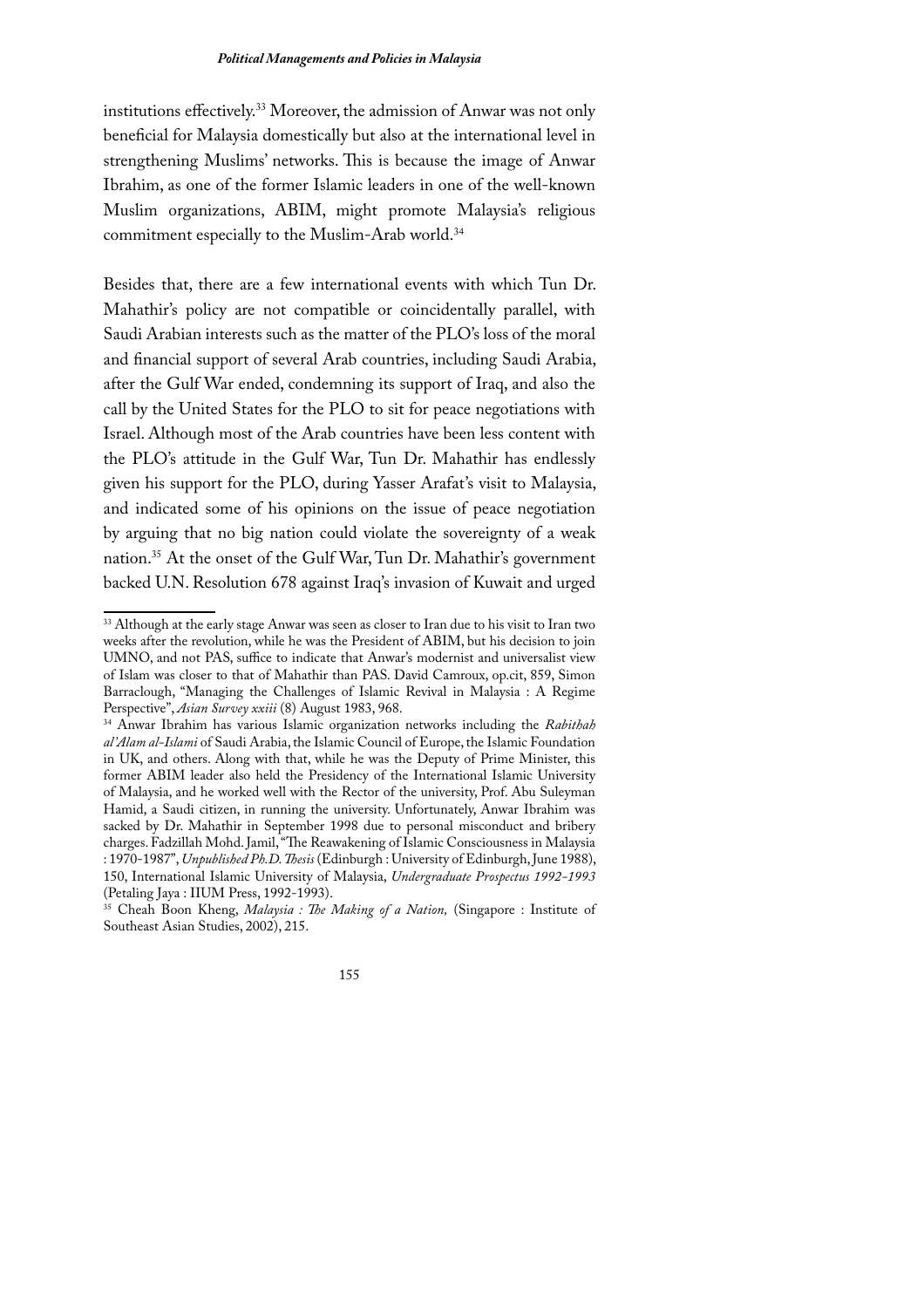institutions effectively.[33] Moreover, the admission of Anwar was not only beneficial for Malaysia domestically but also at the international level in strengthening Muslims' networks. This is because the image of Anwar Ibrahim, as one of the former Islamic leaders in one of the well-known Muslim organizations, ABIM, might promote Malaysia's religious commitment especially to the Muslim-Arab world.[34]

Besides that, there are a few international events with which Tun Dr. Mahathir's policy are not compatible or coincidentally parallel, with Saudi Arabian interests such as the matter of the PLO's loss of the moral and financial support of several Arab countries, including Saudi Arabia, after the Gulf War ended, condemning its support of Iraq, and also the call by the United States for the PLO to sit for peace negotiations with Israel. Although most of the Arab countries have been less content with the PLO's attitude in the Gulf War, Tun Dr. Mahathir has endlessly given his support for the PLO, during Yasser Arafat's visit to Malaysia, and indicated some of his opinions on the issue of peace negotiation by arguing that no big nation could violate the sovereignty of a weak nation.[35] At the onset of the Gulf War, Tun Dr. Mahathir's government backed U.N. Resolution 678 against Iraq's invasion of Kuwait and urged

---

[33] Although at the early stage Anwar was seen as closer to Iran due to his visit to Iran two weeks after the revolution, while he was the President of ABIM, but his decision to join UMNO, and not PAS, suffice to indicate that Anwar's modernist and universalist view of Islam was closer to that of Mahathir than PAS. David Camroux, op.cit, 859, Simon Barraclough, "Managing the Challenges of Islamic Revival in Malaysia : A Regime Perspective", *Asian Survey xxiii* (8) August 1983, 968.

[34] Anwar Ibrahim has various Islamic organization networks including the *Rabithah al'Alam al-Islami* of Saudi Arabia, the Islamic Council of Europe, the Islamic Foundation in UK, and others. Along with that, while he was the Deputy of Prime Minister, this former ABIM leader also held the Presidency of the International Islamic University of Malaysia, and he worked well with the Rector of the university, Prof. Abu Suleyman Hamid, a Saudi citizen, in running the university. Unfortunately, Anwar Ibrahim was sacked by Dr. Mahathir in September 1998 due to personal misconduct and bribery charges. Fadzillah Mohd. Jamil, "The Reawakening of Islamic Consciousness in Malaysia : 1970-1987", *Unpublished Ph.D. Thesis* (Edinburgh : University of Edinburgh, June 1988), 150, International Islamic University of Malaysia, *Undergraduate Prospectus 1992-1993* (Petaling Jaya : IIUM Press, 1992-1993).

[35] Cheah Boon Kheng, *Malaysia : The Making of a Nation,* (Singapore : Institute of Southeast Asian Studies, 2002), 215.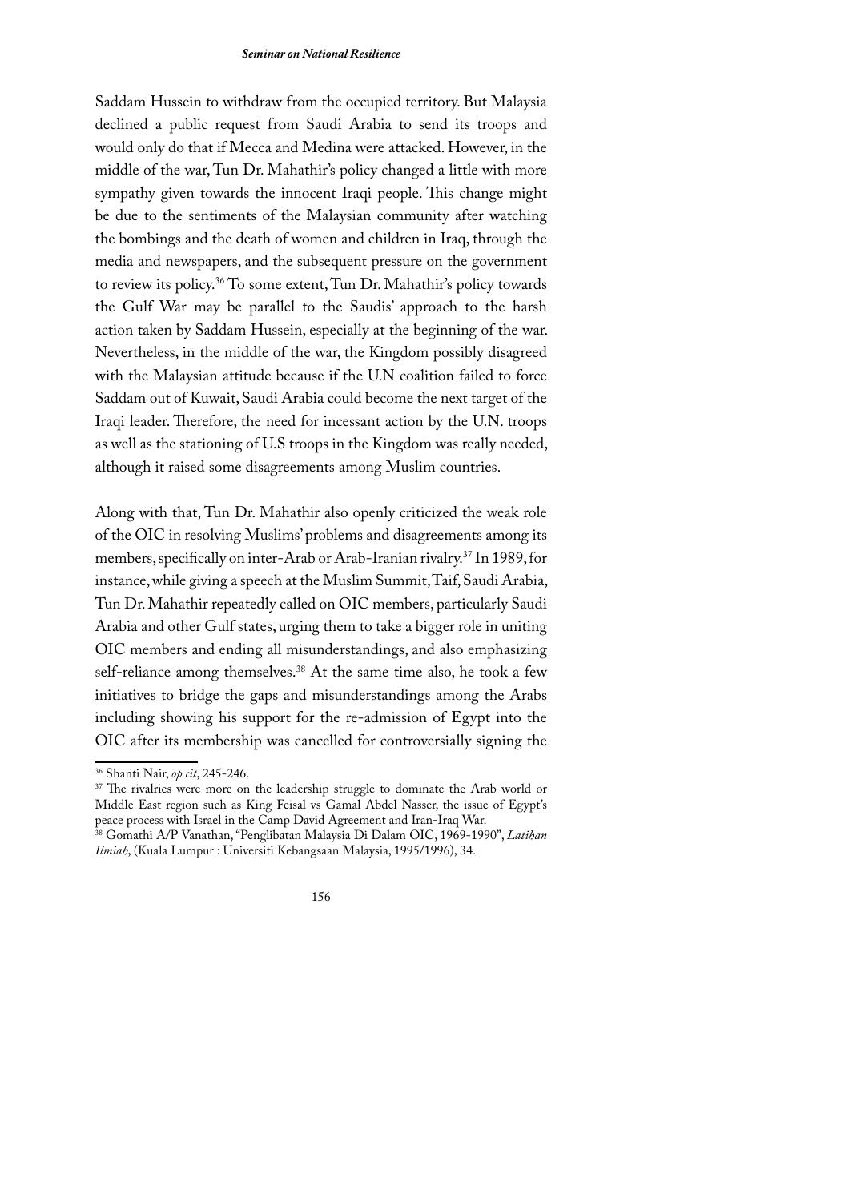Saddam Hussein to withdraw from the occupied territory. But Malaysia declined a public request from Saudi Arabia to send its troops and would only do that if Mecca and Medina were attacked. However, in the middle of the war, Tun Dr. Mahathir's policy changed a little with more sympathy given towards the innocent Iraqi people. This change might be due to the sentiments of the Malaysian community after watching the bombings and the death of women and children in Iraq, through the media and newspapers, and the subsequent pressure on the government to review its policy.[36] To some extent, Tun Dr. Mahathir's policy towards the Gulf War may be parallel to the Saudis' approach to the harsh action taken by Saddam Hussein, especially at the beginning of the war. Nevertheless, in the middle of the war, the Kingdom possibly disagreed with the Malaysian attitude because if the U.N coalition failed to force Saddam out of Kuwait, Saudi Arabia could become the next target of the Iraqi leader. Therefore, the need for incessant action by the U.N. troops as well as the stationing of U.S troops in the Kingdom was really needed, although it raised some disagreements among Muslim countries.

Along with that, Tun Dr. Mahathir also openly criticized the weak role of the OIC in resolving Muslims' problems and disagreements among its members, specifically on inter-Arab or Arab-Iranian rivalry.[37] In 1989, for instance, while giving a speech at the Muslim Summit, Taif, Saudi Arabia, Tun Dr. Mahathir repeatedly called on OIC members, particularly Saudi Arabia and other Gulf states, urging them to take a bigger role in uniting OIC members and ending all misunderstandings, and also emphasizing self-reliance among themselves.[38] At the same time also, he took a few initiatives to bridge the gaps and misunderstandings among the Arabs including showing his support for the re-admission of Egypt into the OIC after its membership was cancelled for controversially signing the

---

[36] Shanti Nair, *op.cit*, 245-246.

[37] The rivalries were more on the leadership struggle to dominate the Arab world or Middle East region such as King Feisal vs Gamal Abdel Nasser, the issue of Egypt's peace process with Israel in the Camp David Agreement and Iran-Iraq War.

[38] Gomathi A/P Vanathan, "Penglibatan Malaysia Di Dalam OIC, 1969-1990", *Latihan Ilmiah*, (Kuala Lumpur : Universiti Kebangsaan Malaysia, 1995/1996), 34.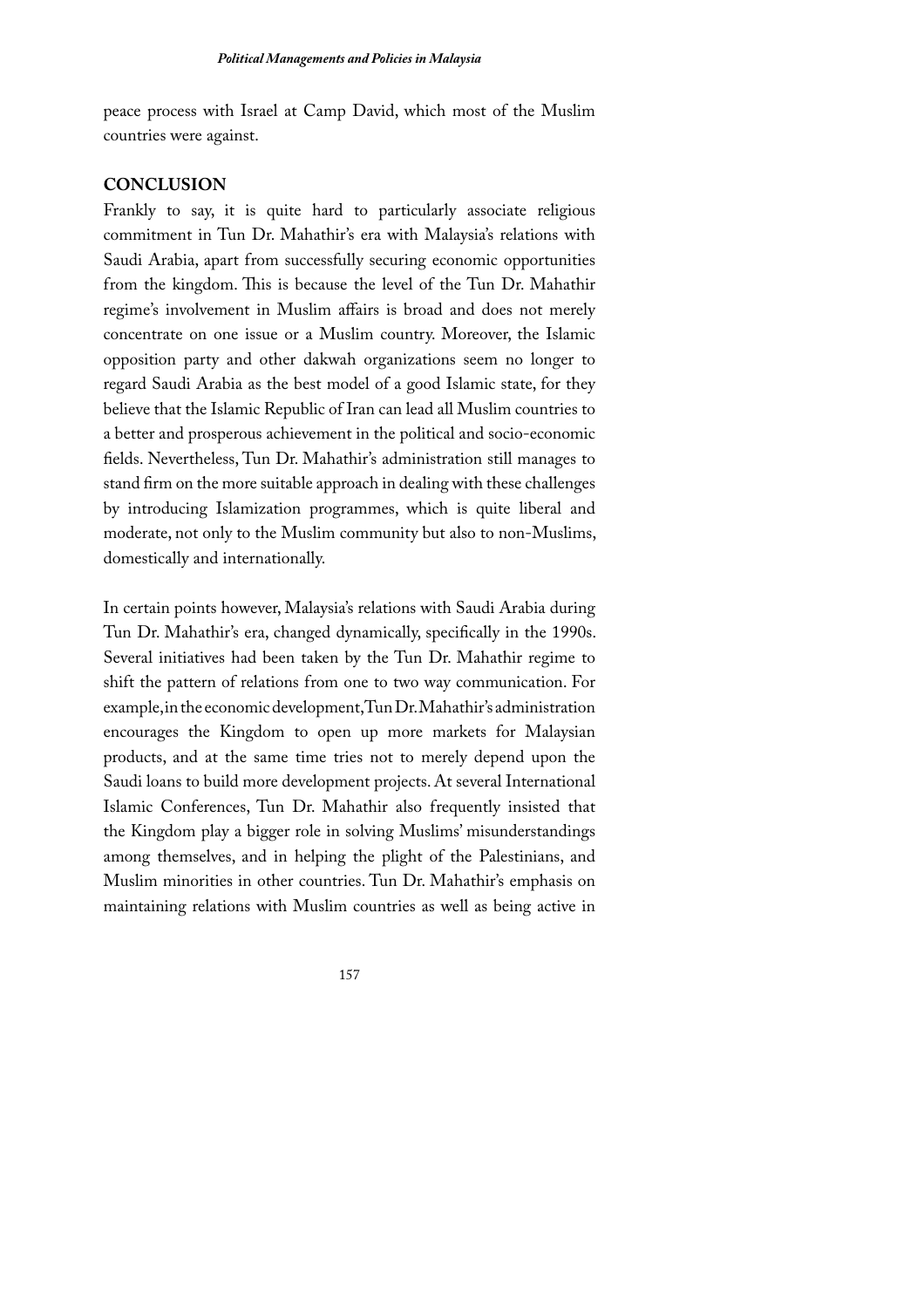peace process with Israel at Camp David, which most of the Muslim countries were against.

## CONCLUSION

Frankly to say, it is quite hard to particularly associate religious commitment in Tun Dr. Mahathir's era with Malaysia's relations with Saudi Arabia, apart from successfully securing economic opportunities from the kingdom. This is because the level of the Tun Dr. Mahathir regime's involvement in Muslim affairs is broad and does not merely concentrate on one issue or a Muslim country. Moreover, the Islamic opposition party and other dakwah organizations seem no longer to regard Saudi Arabia as the best model of a good Islamic state, for they believe that the Islamic Republic of Iran can lead all Muslim countries to a better and prosperous achievement in the political and socio-economic fields. Nevertheless, Tun Dr. Mahathir's administration still manages to stand firm on the more suitable approach in dealing with these challenges by introducing Islamization programmes, which is quite liberal and moderate, not only to the Muslim community but also to non-Muslims, domestically and internationally.

In certain points however, Malaysia's relations with Saudi Arabia during Tun Dr. Mahathir's era, changed dynamically, specifically in the 1990s. Several initiatives had been taken by the Tun Dr. Mahathir regime to shift the pattern of relations from one to two way communication. For example, in the economic development, Tun Dr. Mahathir's administration encourages the Kingdom to open up more markets for Malaysian products, and at the same time tries not to merely depend upon the Saudi loans to build more development projects. At several International Islamic Conferences, Tun Dr. Mahathir also frequently insisted that the Kingdom play a bigger role in solving Muslims' misunderstandings among themselves, and in helping the plight of the Palestinians, and Muslim minorities in other countries. Tun Dr. Mahathir's emphasis on maintaining relations with Muslim countries as well as being active in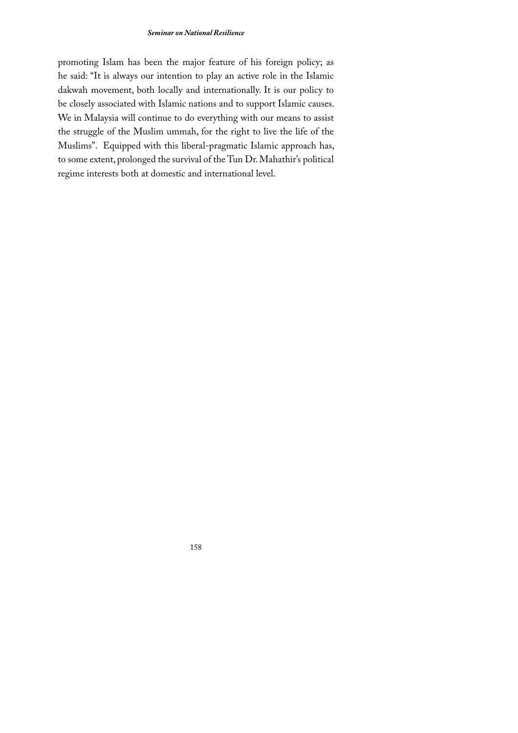promoting Islam has been the major feature of his foreign policy; as he said: "It is always our intention to play an active role in the Islamic dakwah movement, both locally and internationally. It is our policy to be closely associated with Islamic nations and to support Islamic causes. We in Malaysia will continue to do everything with our means to assist the struggle of the Muslim ummah, for the right to live the life of the Muslims". Equipped with this liberal-pragmatic Islamic approach has, to some extent, prolonged the survival of the Tun Dr. Mahathir's political regime interests both at domestic and international level.